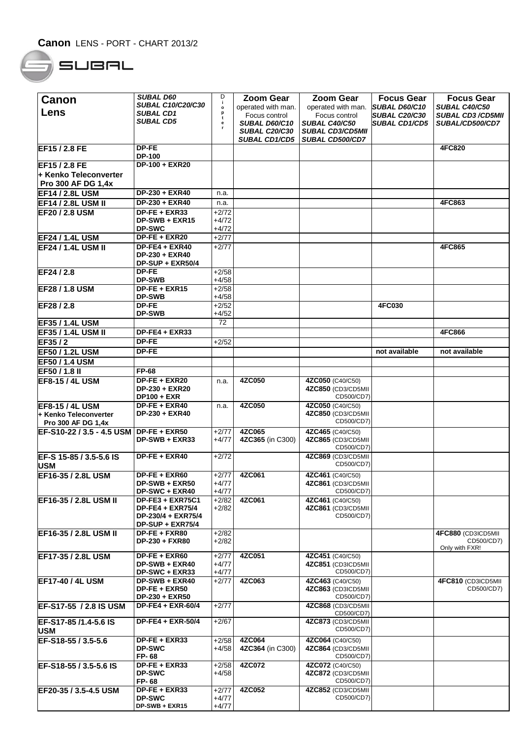**Canon** LENS - PORT - CHART 2013/2

SUBAL

| Canon Lens | SUBAL D60 SUBAL C10/C20/C30 SUBAL CD1 SUBAL CD5 | Diopter | Zoom Gear operated with man. Focus control SUBAL D60/C10 SUBAL C20/C30 SUBAL CD1/CD5 | Zoom Gear operated with man. Focus control SUBAL C40/C50 SUBAL CD3/CD5MII SUBAL CD500/CD7 | Focus Gear SUBAL D60/C10 SUBAL C20/C30 SUBAL CD1/CD5 | Focus Gear SUBAL C40/C50 SUBAL CD3 /CD5MII SUBAL/CD500/CD7 |
|---|---|---|---|---|---|---|
| **EF15 / 2.8 FE** | DP-FE<br>DP-100 | | | | | 4FC820 |
| **EF15 / 2.8 FE + Kenko Teleconverter Pro 300 AF DG 1,4x** | DP-100 + EXR20 | | | | | |
| **EF14 / 2.8L USM** | DP-230 + EXR40 | n.a. | | | | |
| **EF14 / 2.8L USM II** | DP-230 + EXR40 | n.a. | | | | 4FC863 |
| **EF20 / 2.8 USM** | DP-FE + EXR33<br>DP-SWB + EXR15<br>DP-SWC | +2/72<br>+4/72<br>+4/72 | | | | |
| **EF24 / 1.4L USM** | DP-FE + EXR20 | +2/77 | | | | |
| **EF24 / 1.4L USM II** | DP-FE4 + EXR40<br>DP-230 + EXR40<br>DP-SUP + EXR50/4 | +2/77 | | | | 4FC865 |
| **EF24 / 2.8** | DP-FE<br>DP-SWB | +2/58<br>+4/58 | | | | |
| **EF28 / 1.8 USM** | DP-FE + EXR15<br>DP-SWB | +2/58<br>+4/58 | | | | |
| **EF28 / 2.8** | DP-FE<br>DP-SWB | +2/52<br>+4/52 | | | 4FC030 | |
| **EF35 / 1.4L USM** | | 72 | | | | |
| **EF35 / 1.4L USM II** | DP-FE4 + EXR33 | | | | | 4FC866 |
| **EF35 / 2** | DP-FE | +2/52 | | | | |
| **EF50 / 1.2L USM** | DP-FE | | | | not available | not available |
| **EF50 / 1.4 USM** | | | | | | |
| **EF50 / 1.8 II** | FP-68 | | | | | |
| **EF8-15 / 4L USM** | DP-FE + EXR20<br>DP-230 + EXR20<br>DP100 + EXR | n.a. | 4ZC050 | 4ZC050 (C40/C50)<br>4ZC850 (CD3/CD5MII CD500/CD7) | | |
| **EF8-15 / 4L USM + Kenko Teleconverter Pro 300 AF DG 1,4x** | DP-FE + EXR40<br>DP-230 + EXR40 | n.a. | 4ZC050 | 4ZC050 (C40/C50)<br>4ZC850 (CD3/CD5MII CD500/CD7) | | |
| **EF-S10-22 / 3.5 - 4.5 USM** | DP-FE + EXR50<br>DP-SWB + EXR33 | +2/77<br>+4/77 | 4ZC065<br>4ZC365 (in C300) | 4ZC465 (C40/C50)<br>4ZC865 (CD3/CD5MII CD500/CD7) | | |
| **EF-S 15-85 / 3.5-5.6 IS USM** | DP-FE + EXR40 | +2/72 | | 4ZC869 (CD3/CD5MII CD500/CD7) | | |
| **EF16-35 / 2.8L USM** | DP-FE + EXR60<br>DP-SWB + EXR50<br>DP-SWC + EXR40 | +2/77<br>+4/77<br>+4/77 | 4ZC061 | 4ZC461 (C40/C50)<br>4ZC861 (CD3/CD5MII CD500/CD7) | | |
| **EF16-35 / 2.8L USM II** | DP-FE3 + EXR75C1<br>DP-FE4 + EXR75/4<br>DP-230/4 + EXR75/4<br>DP-SUP + EXR75/4 | +2/82<br>+2/82 | 4ZC061 | 4ZC461 (C40/C50)<br>4ZC861 (CD3/CD5MII CD500/CD7) | | |
| **EF16-35 / 2.8L USM II** | DP-FE + FXR80<br>DP-230 + FXR80 | +2/82<br>+2/82 | | | | 4FC880 (CD3ICD5MII CD500/CD7) Only with FXR! |
| **EF17-35 / 2.8L USM** | DP-FE + EXR60<br>DP-SWB + EXR40<br>DP-SWC + EXR33 | +2/77<br>+4/77<br>+4/77 | 4ZC051 | 4ZC451 (C40/C50)<br>4ZC851 (CD3ICD5MII CD500/CD7) | | |
| **EF17-40 / 4L USM** | DP-SWB + EXR40<br>DP-FE + EXR50<br>DP-230 + EXR50 | +2/77 | 4ZC063 | 4ZC463 (C40/C50)<br>4ZC863 (CD3ICD5MII CD500/CD7) | | 4FC810 (CD3ICD5MII CD500/CD7) |
| **EF-S17-55 / 2.8 IS USM** | DP-FE4 + EXR-60/4 | +2/77 | | 4ZC868 (CD3/CD5MII CD500/CD7) | | |
| **EF-S17-85 /1.4-5.6 IS USM** | DP-FE4 + EXR-50/4 | +2/67 | | 4ZC873 (CD3/CD5MII CD500/CD7) | | |
| **EF-S18-55 / 3.5-5.6** | DP-FE + EXR33<br>DP-SWC<br>FP- 68 | +2/58<br>+4/58 | 4ZC064<br>4ZC364 (in C300) | 4ZC064 (C40/C50)<br>4ZC864 (CD3/CD5MII CD500/CD7) | | |
| **EF-S18-55 / 3.5-5.6 IS** | DP-FE + EXR33<br>DP-SWC<br>FP- 68 | +2/58<br>+4/58 | 4ZC072 | 4ZC072 (C40/C50)<br>4ZC872 (CD3/CD5MII CD500/CD7) | | |
| **EF20-35 / 3.5-4.5 USM** | DP-FE + EXR33<br>DP-SWC<br>DP-SWB + EXR15 | +2/77<br>+4/77<br>+4/77 | 4ZC052 | 4ZC852 (CD3/CD5MII CD500/CD7) | | |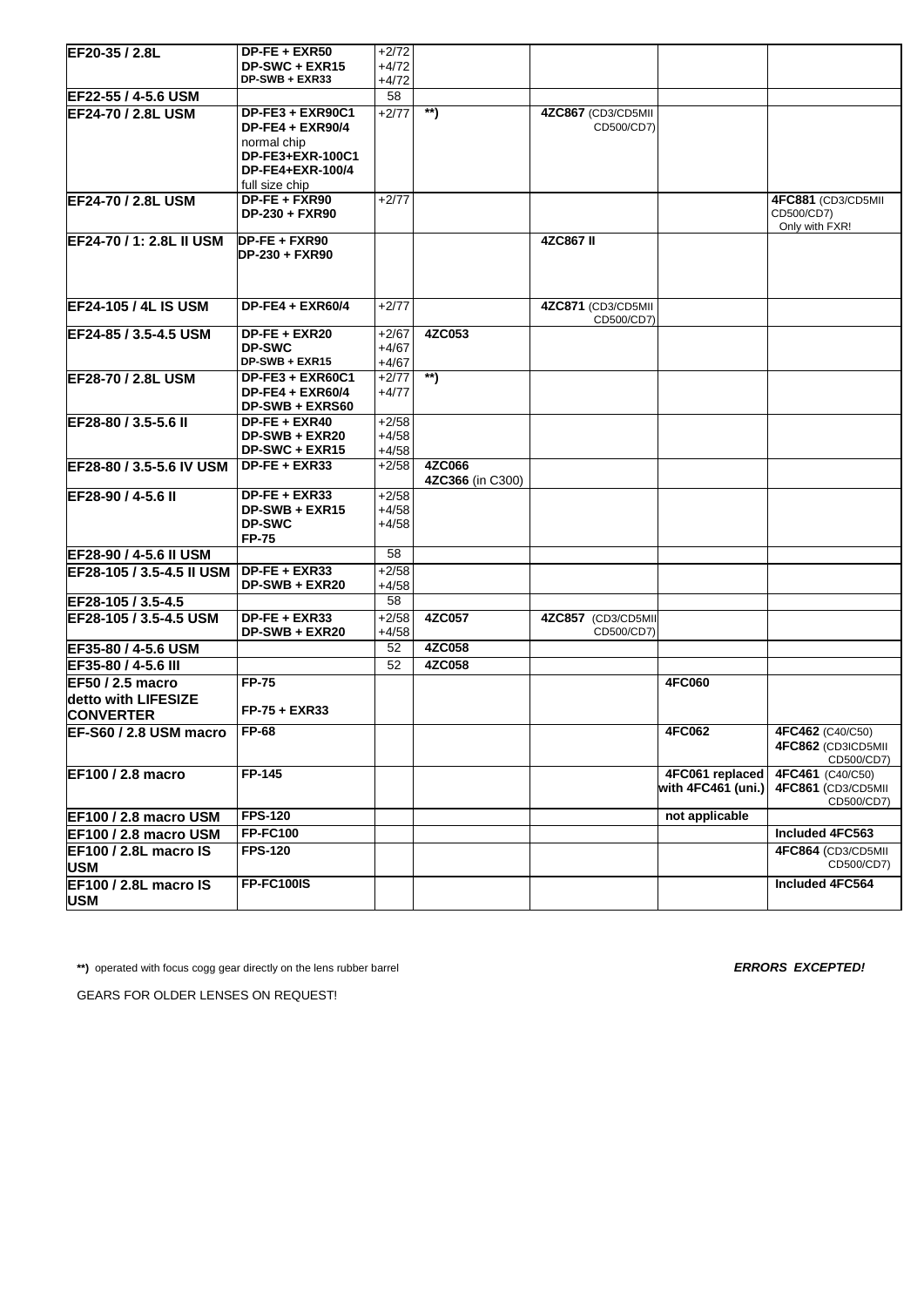| | | | | | | |
|---|---|---|---|---|---|---|
| **EF20-35 / 2.8L** | **DP-FE + EXR50**<br>**DP-SWC + EXR15**<br>**DP-SWB + EXR33** | +2/72<br>+4/72<br>+4/72 | | | | |
| **EF22-55 / 4-5.6 USM** | | 58 | | | | |
| **EF24-70 / 2.8L USM** | **DP-FE3 + EXR90C1**<br>**DP-FE4 + EXR90/4**<br>normal chip<br>**DP-FE3+EXR-100C1**<br>**DP-FE4+EXR-100/4**<br>full size chip | +2/77 | **\*\*)** | **4ZC867** (CD3/CD5MII CD500/CD7) | | |
| **EF24-70 / 2.8L USM** | **DP-FE + FXR90**<br>**DP-230 + FXR90** | +2/77 | | | | **4FC881** (CD3/CD5MII CD500/CD7) Only with FXR! |
| **EF24-70 / 1: 2.8L II USM** | **DP-FE + FXR90**<br>**DP-230 + FXR90** | | | **4ZC867 II** | | |
| **EF24-105 / 4L IS USM** | **DP-FE4 + EXR60/4** | +2/77 | | **4ZC871** (CD3/CD5MII CD500/CD7) | | |
| **EF24-85 / 3.5-4.5 USM** | **DP-FE + EXR20**<br>**DP-SWC**<br>**DP-SWB + EXR15** | +2/67<br>+4/67<br>+4/67 | **4ZC053** | | | |
| **EF28-70 / 2.8L USM** | **DP-FE3 + EXR60C1**<br>**DP-FE4 + EXR60/4**<br>**DP-SWB + EXRS60** | +2/77<br>+4/77 | **\*\*)** | | | |
| **EF28-80 / 3.5-5.6 II** | **DP-FE + EXR40**<br>**DP-SWB + EXR20**<br>**DP-SWC + EXR15** | +2/58<br>+4/58<br>+4/58 | | | | |
| **EF28-80 / 3.5-5.6 IV USM** | **DP-FE + EXR33** | +2/58 | **4ZC066**<br>**4ZC366** (in C300) | | | |
| **EF28-90 / 4-5.6 II** | **DP-FE + EXR33**<br>**DP-SWB + EXR15**<br>**DP-SWC**<br>**FP-75** | +2/58<br>+4/58<br>+4/58 | | | | |
| **EF28-90 / 4-5.6 II USM** | | 58 | | | | |
| **EF28-105 / 3.5-4.5 II USM** | **DP-FE + EXR33**<br>**DP-SWB + EXR20** | +2/58<br>+4/58 | | | | |
| **EF28-105 / 3.5-4.5** | | 58 | | | | |
| **EF28-105 / 3.5-4.5 USM** | **DP-FE + EXR33**<br>**DP-SWB + EXR20** | +2/58<br>+4/58 | **4ZC057** | **4ZC857** (CD3/CD5MII CD500/CD7) | | |
| **EF35-80 / 4-5.6 USM** | | 52 | **4ZC058** | | | |
| **EF35-80 / 4-5.6 III** | | 52 | **4ZC058** | | | |
| **EF50 / 2.5 macro**<br>**detto with LIFESIZE CONVERTER** | **FP-75**<br><br>**FP-75 + EXR33** | | | | **4FC060** | |
| **EF-S60 / 2.8 USM macro** | **FP-68** | | | | **4FC062** | **4FC462** (C40/C50)<br>**4FC862** (CD3ICD5MII CD500/CD7) |
| **EF100 / 2.8 macro** | **FP-145** | | | | **4FC061 replaced with 4FC461 (uni.)** | **4FC461** (C40/C50)<br>**4FC861** (CD3/CD5MII CD500/CD7) |
| **EF100 / 2.8 macro USM** | **FPS-120** | | | | **not applicable** | |
| **EF100 / 2.8 macro USM** | **FP-FC100** | | | | | **Included 4FC563** |
| **EF100 / 2.8L macro IS USM** | **FPS-120** | | | | | **4FC864** (CD3/CD5MII CD500/CD7) |
| **EF100 / 2.8L macro IS USM** | **FP-FC100IS** | | | | | **Included 4FC564** |

**\*\*)** operated with focus cogg gear directly on the lens rubber barrel

***ERRORS EXCEPTED!***

GEARS FOR OLDER LENSES ON REQUEST!